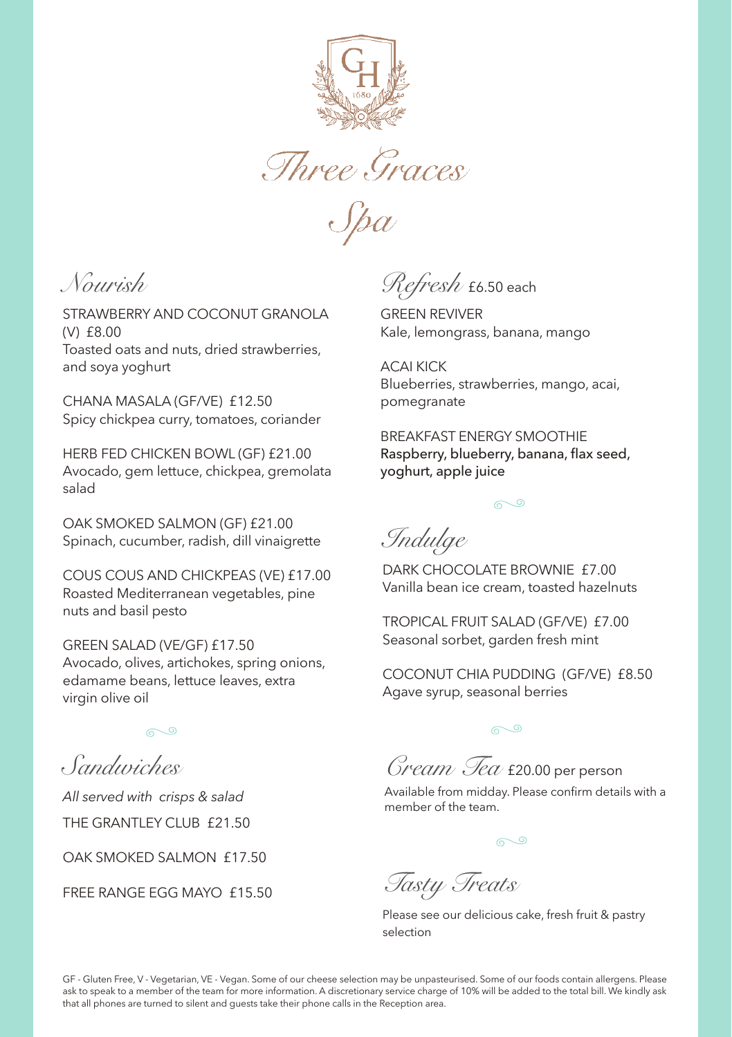# Three Graces Spa

## Nourish

STRAWBERRY AND COCONUT GRANOLA (V) £8.00
Toasted oats and nuts, dried strawberries, and soya yoghurt

CHANA MASALA (GF/VE) £12.50
Spicy chickpea curry, tomatoes, coriander

HERB FED CHICKEN BOWL (GF) £21.00
Avocado, gem lettuce, chickpea, gremolata salad

OAK SMOKED SALMON (GF) £21.00
Spinach, cucumber, radish, dill vinaigrette

COUS COUS AND CHICKPEAS (VE) £17.00
Roasted Mediterranean vegetables, pine nuts and basil pesto

GREEN SALAD (VE/GF) £17.50
Avocado, olives, artichokes, spring onions, edamame beans, lettuce leaves, extra virgin olive oil

## Sandwiches

*All served with crisps & salad*

THE GRANTLEY CLUB £21.50

OAK SMOKED SALMON £17.50

FREE RANGE EGG MAYO £15.50

## Refresh £6.50 each

GREEN REVIVER
Kale, lemongrass, banana, mango

ACAI KICK
Blueberries, strawberries, mango, acai, pomegranate

BREAKFAST ENERGY SMOOTHIE
Raspberry, blueberry, banana, flax seed, yoghurt, apple juice

## Indulge

DARK CHOCOLATE BROWNIE £7.00
Vanilla bean ice cream, toasted hazelnuts

TROPICAL FRUIT SALAD (GF/VE) £7.00
Seasonal sorbet, garden fresh mint

COCONUT CHIA PUDDING (GF/VE) £8.50
Agave syrup, seasonal berries

## Cream Tea £20.00 per person

Available from midday. Please confirm details with a member of the team.

## Tasty Treats

Please see our delicious cake, fresh fruit & pastry selection

GF - Gluten Free, V - Vegetarian, VE - Vegan. Some of our cheese selection may be unpasteurised. Some of our foods contain allergens. Please ask to speak to a member of the team for more information. A discretionary service charge of 10% will be added to the total bill. We kindly ask that all phones are turned to silent and guests take their phone calls in the Reception area.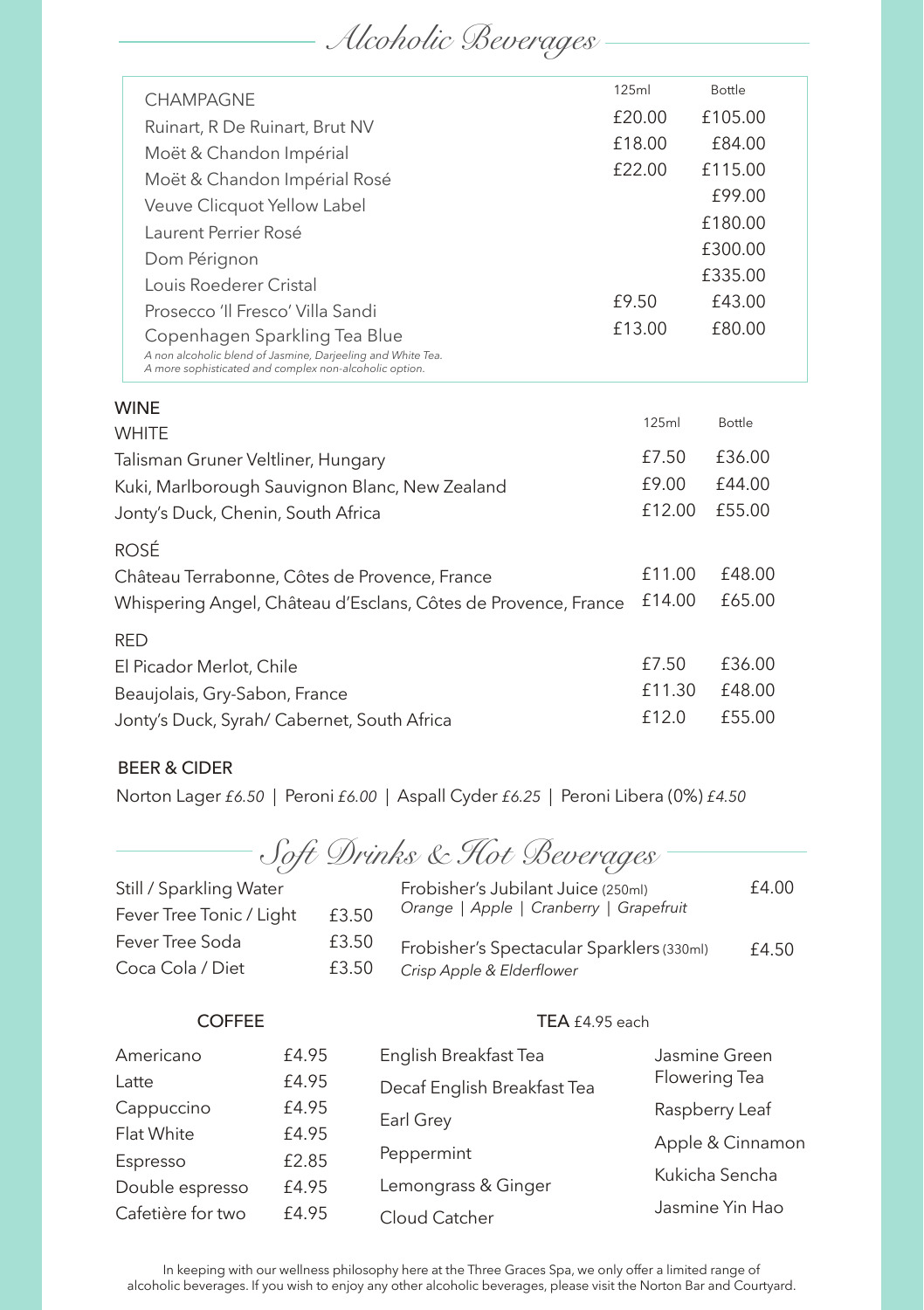# Alcoholic Beverages

| CHAMPAGNE | 125ml | Bottle |
| --- | --- | --- |
| Ruinart, R De Ruinart, Brut NV | £20.00 | £105.00 |
| Moët & Chandon Impérial | £18.00 | £84.00 |
| Moët & Chandon Impérial Rosé | £22.00 | £115.00 |
| Veuve Clicquot Yellow Label | | £99.00 |
| Laurent Perrier Rosé | | £180.00 |
| Dom Pérignon | | £300.00 |
| Louis Roederer Cristal | | £335.00 |
| Prosecco 'Il Fresco' Villa Sandi | £9.50 | £43.00 |
| Copenhagen Sparkling Tea Blue<br>*A non alcoholic blend of Jasmine, Darjeeling and White Tea.*<br>*A more sophisticated and complex non-alcoholic option.* | £13.00 | £80.00 |

## WINE

| WHITE | 125ml | Bottle |
| --- | --- | --- |
| Talisman Gruner Veltliner, Hungary | £7.50 | £36.00 |
| Kuki, Marlborough Sauvignon Blanc, New Zealand | £9.00 | £44.00 |
| Jonty's Duck, Chenin, South Africa | £12.00 | £55.00 |
| **ROSÉ** | | |
| Château Terrabonne, Côtes de Provence, France | £11.00 | £48.00 |
| Whispering Angel, Château d'Esclans, Côtes de Provence, France | £14.00 | £65.00 |
| **RED** | | |
| El Picador Merlot, Chile | £7.50 | £36.00 |
| Beaujolais, Gry-Sabon, France | £11.30 | £48.00 |
| Jonty's Duck, Syrah/ Cabernet, South Africa | £12.0 | £55.00 |

## BEER & CIDER

Norton Lager *£6.50* | Peroni *£6.00* | Aspall Cyder *£6.25* | Peroni Libera (0%) *£4.50*

# Soft Drinks & Hot Beverages

| | |
| --- | --- |
| Still / Sparkling Water | |
| Fever Tree Tonic / Light | £3.50 |
| Fever Tree Soda | £3.50 |
| Coca Cola / Diet | £3.50 |

| | |
| --- | --- |
| Frobisher's Jubilant Juice (250ml)<br>*Orange \| Apple \| Cranberry \| Grapefruit* | £4.00 |
| Frobisher's Spectacular Sparklers (330ml)<br>*Crisp Apple & Elderflower* | £4.50 |

## COFFEE

| | |
| --- | --- |
| Americano | £4.95 |
| Latte | £4.95 |
| Cappuccino | £4.95 |
| Flat White | £4.95 |
| Espresso | £2.85 |
| Double espresso | £4.95 |
| Cafetière for two | £4.95 |

## TEA £4.95 each

- English Breakfast Tea
- Decaf English Breakfast Tea
- Earl Grey
- Peppermint
- Lemongrass & Ginger
- Cloud Catcher
- Jasmine Green Flowering Tea
- Raspberry Leaf
- Apple & Cinnamon
- Kukicha Sencha
- Jasmine Yin Hao

In keeping with our wellness philosophy here at the Three Graces Spa, we only offer a limited range of alcoholic beverages. If you wish to enjoy any other alcoholic beverages, please visit the Norton Bar and Courtyard.